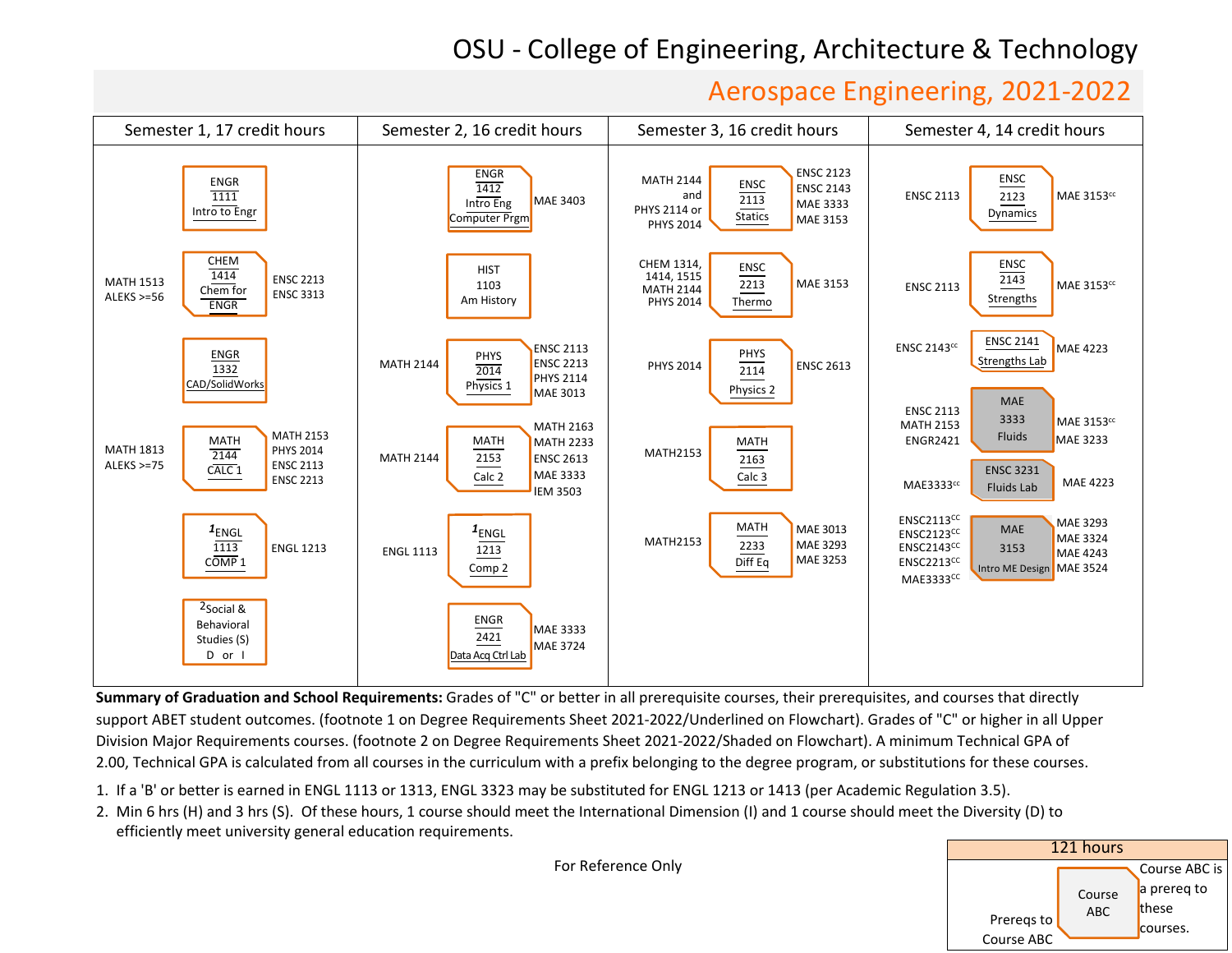# OSU - College of Engineering, Architecture & Technology

## Aerospace Engineering, 2021-2022

### Semester 1, 17 credit hours

| Prereqs | Course | Prereq to |
|---|---|---|
| | ENGR 1111 Intro to Engr | |
| MATH 1513 ALEKS >=56 | CHEM 1414 Chem for ENGR | ENSC 2213, ENSC 3313 |
| | ENGR 1332 CAD/SolidWorks | |
| MATH 1813 ALEKS >=75 | MATH 2144 CALC 1 | MATH 2153, PHYS 2014, ENSC 2113, ENSC 2213 |
| | [1]ENGL 1113 COMP 1 | ENGL 1213 |
| | [2]Social & Behavioral Studies (S) D or I | |

### Semester 2, 16 credit hours

| Prereqs | Course | Prereq to |
|---|---|---|
| | ENGR 1412 Intro Eng Computer Prgm | MAE 3403 |
| | HIST 1103 Am History | |
| MATH 2144 | PHYS 2014 Physics 1 | ENSC 2113, ENSC 2213, PHYS 2114, MAE 3013 |
| MATH 2144 | MATH 2153 Calc 2 | MATH 2163, MATH 2233, ENSC 2613, MAE 3333, IEM 3503 |
| ENGL 1113 | [1]ENGL 1213 Comp 2 | |
| | ENGR 2421 Data Acq Ctrl Lab | MAE 3333, MAE 3724 |

### Semester 3, 16 credit hours

| Prereqs | Course | Prereq to |
|---|---|---|
| MATH 2144 and PHYS 2114 or PHYS 2014 | ENSC 2113 Statics | ENSC 2123, ENSC 2143, MAE 3333, MAE 3153 |
| CHEM 1314, 1414, 1515, MATH 2144, PHYS 2014 | ENSC 2213 Thermo | MAE 3153 |
| PHYS 2014 | PHYS 2114 Physics 2 | ENSC 2613 |
| MATH2153 | MATH 2163 Calc 3 | |
| MATH2153 | MATH 2233 Diff Eq | MAE 3013, MAE 3293, MAE 3253 |

### Semester 4, 14 credit hours

| Prereqs | Course | Prereq to |
|---|---|---|
| ENSC 2113 | ENSC 2123 Dynamics | MAE 3153[cc] |
| ENSC 2113 | ENSC 2143 Strengths | MAE 3153[cc] |
| ENSC 2143[cc] | ENSC 2141 Strengths Lab | MAE 4223 |
| ENSC 2113, MATH 2153, ENGR2421 | MAE 3333 Fluids | MAE 3153[cc], MAE 3233 |
| MAE3333[cc] | ENSC 3231 Fluids Lab | MAE 4223 |
| ENSC2113[CC], ENSC2123[CC], ENSC2143[CC], ENSC2213[CC], MAE3333[cc] | MAE 3153 Intro ME Design | MAE 3293, MAE 3324, MAE 4243, MAE 3524 |

**Summary of Graduation and School Requirements:** Grades of "C" or better in all prerequisite courses, their prerequisites, and courses that directly support ABET student outcomes. (footnote 1 on Degree Requirements Sheet 2021-2022/Underlined on Flowchart). Grades of "C" or higher in all Upper Division Major Requirements courses. (footnote 2 on Degree Requirements Sheet 2021-2022/Shaded on Flowchart). A minimum Technical GPA of 2.00, Technical GPA is calculated from all courses in the curriculum with a prefix belonging to the degree program, or substitutions for these courses.

1. If a 'B' or better is earned in ENGL 1113 or 1313, ENGL 3323 may be substituted for ENGL 1213 or 1413 (per Academic Regulation 3.5).
2. Min 6 hrs (H) and 3 hrs (S). Of these hours, 1 course should meet the International Dimension (I) and 1 course should meet the Diversity (D) to efficiently meet university general education requirements.

For Reference Only

**121 hours**

Legend: Prereqs to Course ABC | Course ABC | Course ABC is a prereq to these courses.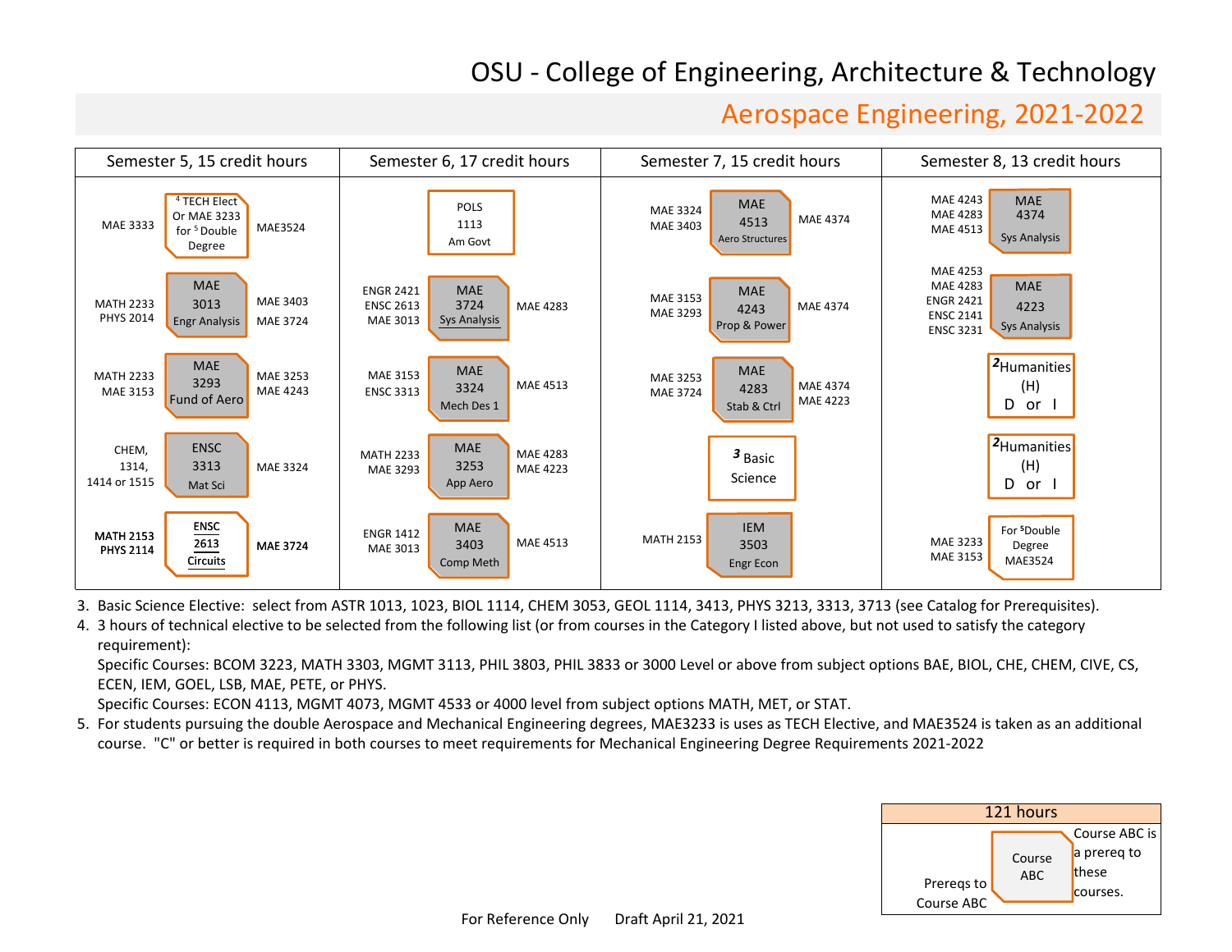# OSU - College of Engineering, Architecture & Technology

## Aerospace Engineering, 2021-2022

| Semester 5, 15 credit hours | Semester 6, 17 credit hours | Semester 7, 15 credit hours | Semester 8, 13 credit hours |
|---|---|---|---|
| Prereqs: MAE 3333 — **[4] TECH Elect Or MAE 3233 for [5] Double Degree** — Prereq to: MAE3524 | **POLS 1113 Am Govt** | Prereqs: MAE 3324, MAE 3403 — **MAE 4513 Aero Structures** — Prereq to: MAE 4374 | Prereqs: MAE 4243, MAE 4283, MAE 4513 — **MAE 4374 Sys Analysis** |
| Prereqs: MATH 2233, PHYS 2014 — **MAE 3013 Engr Analysis** — Prereq to: MAE 3403, MAE 3724 | Prereqs: ENGR 2421, ENSC 2613, MAE 3013 — **MAE 3724 Sys Analysis** — Prereq to: MAE 4283 | Prereqs: MAE 3153, MAE 3293 — **MAE 4243 Prop & Power** — Prereq to: MAE 4374 | Prereqs: MAE 4253, MAE 4283, ENGR 2421, ENSC 2141, ENSC 3231 — **MAE 4223 Sys Analysis** |
| Prereqs: MATH 2233, MAE 3153 — **MAE 3293 Fund of Aero** — Prereq to: MAE 3253, MAE 4243 | Prereqs: MAE 3153, ENSC 3313 — **MAE 3324 Mech Des 1** — Prereq to: MAE 4513 | Prereqs: MAE 3253, MAE 3724 — **MAE 4283 Stab & Ctrl** — Prereq to: MAE 4374, MAE 4223 | **[2] Humanities (H) D or I** |
| Prereqs: CHEM, 1314, 1414 or 1515 — **ENSC 3313 Mat Sci** — Prereq to: MAE 3324 | Prereqs: MATH 2233, MAE 3293 — **MAE 3253 App Aero** — Prereq to: MAE 4283, MAE 4223 | **[3] Basic Science** | **[2] Humanities (H) D or I** |
| Prereqs: **MATH 2153, PHYS 2114** — **ENSC 2613 Circuits** — Prereq to: **MAE 3724** | Prereqs: ENGR 1412, MAE 3013 — **MAE 3403 Comp Meth** — Prereq to: MAE 4513 | Prereqs: MATH 2153 — **IEM 3503 Engr Econ** | Prereqs: MAE 3233, MAE 3153 — **For [5] Double Degree MAE3524** |

3. Basic Science Elective: select from ASTR 1013, 1023, BIOL 1114, CHEM 3053, GEOL 1114, 3413, PHYS 3213, 3313, 3713 (see Catalog for Prerequisites).
4. 3 hours of technical elective to be selected from the following list (or from courses in the Category I listed above, but not used to satisfy the category requirement):
   Specific Courses: BCOM 3223, MATH 3303, MGMT 3113, PHIL 3803, PHIL 3833 or 3000 Level or above from subject options BAE, BIOL, CHE, CHEM, CIVE, CS, ECEN, IEM, GOEL, LSB, MAE, PETE, or PHYS.
   Specific Courses: ECON 4113, MGMT 4073, MGMT 4533 or 4000 level from subject options MATH, MET, or STAT.
5. For students pursuing the double Aerospace and Mechanical Engineering degrees, MAE3233 is uses as TECH Elective, and MAE3524 is taken as an additional course. "C" or better is required in both courses to meet requirements for Mechanical Engineering Degree Requirements 2021-2022

**121 hours**

Prereqs to Course ABC — Course ABC — Course ABC is a prereq to these courses.

For Reference Only Draft April 21, 2021